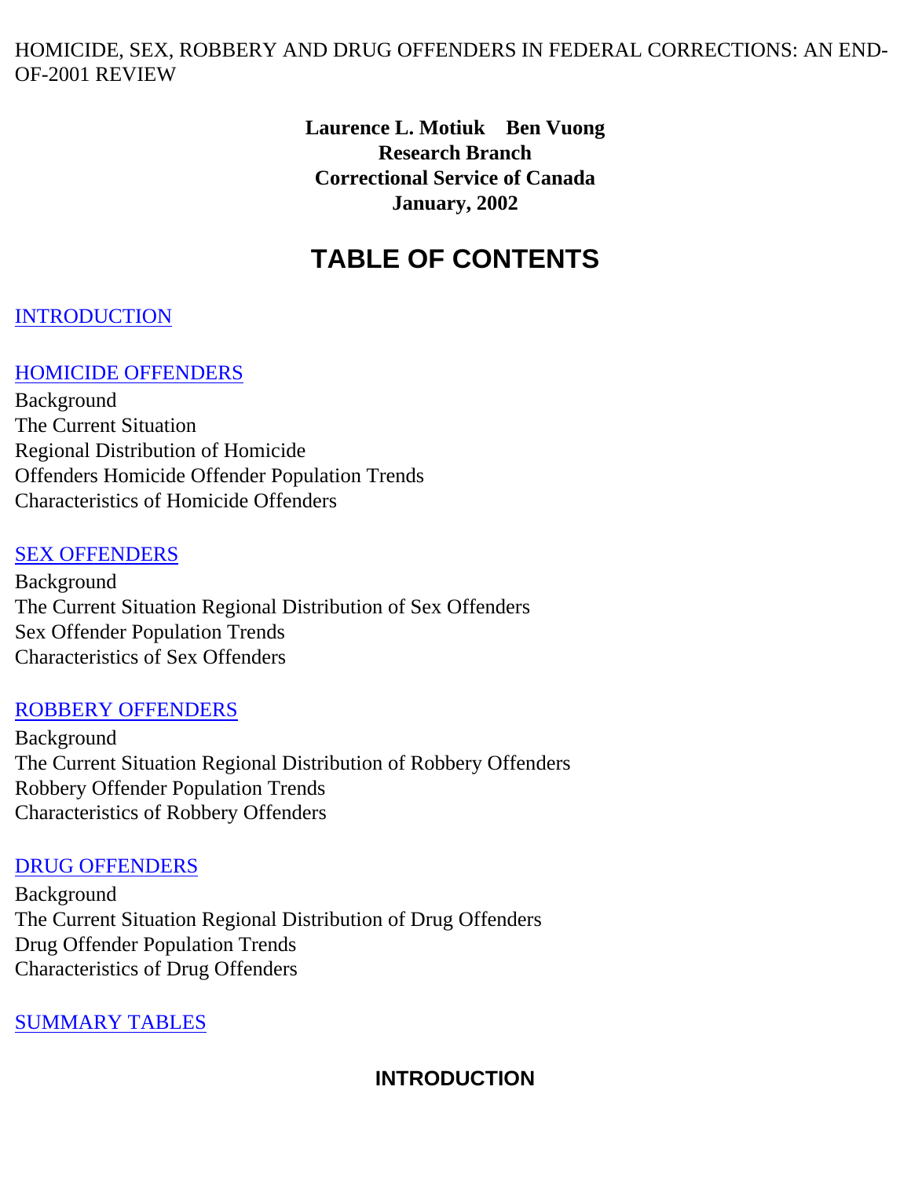HOMICIDE, SEX, ROBBERY AND DRUG OFFENDERS IN FEDERAL CORRECTIONS: AN END-OF-2001 REVIEW

**Laurence L. Motiuk Ben Vuong**
**Research Branch**
**Correctional Service of Canada**
**January, 2002**

# TABLE OF CONTENTS

INTRODUCTION

HOMICIDE OFFENDERS
Background
The Current Situation
Regional Distribution of Homicide
Offenders Homicide Offender Population Trends
Characteristics of Homicide Offenders

SEX OFFENDERS
Background
The Current Situation Regional Distribution of Sex Offenders
Sex Offender Population Trends
Characteristics of Sex Offenders

ROBBERY OFFENDERS
Background
The Current Situation Regional Distribution of Robbery Offenders
Robbery Offender Population Trends
Characteristics of Robbery Offenders

DRUG OFFENDERS
Background
The Current Situation Regional Distribution of Drug Offenders
Drug Offender Population Trends
Characteristics of Drug Offenders

SUMMARY TABLES

## INTRODUCTION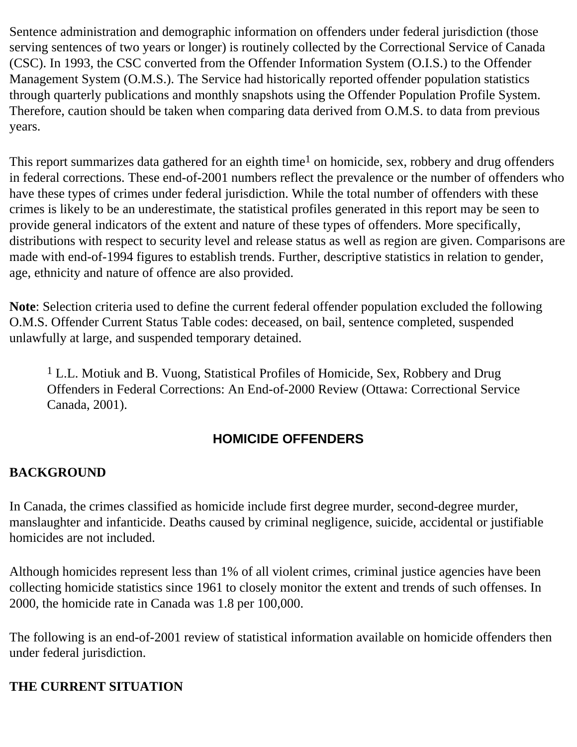Sentence administration and demographic information on offenders under federal jurisdiction (those serving sentences of two years or longer) is routinely collected by the Correctional Service of Canada (CSC). In 1993, the CSC converted from the Offender Information System (O.I.S.) to the Offender Management System (O.M.S.). The Service had historically reported offender population statistics through quarterly publications and monthly snapshots using the Offender Population Profile System. Therefore, caution should be taken when comparing data derived from O.M.S. to data from previous years.

This report summarizes data gathered for an eighth time[1] on homicide, sex, robbery and drug offenders in federal corrections. These end-of-2001 numbers reflect the prevalence or the number of offenders who have these types of crimes under federal jurisdiction. While the total number of offenders with these crimes is likely to be an underestimate, the statistical profiles generated in this report may be seen to provide general indicators of the extent and nature of these types of offenders. More specifically, distributions with respect to security level and release status as well as region are given. Comparisons are made with end-of-1994 figures to establish trends. Further, descriptive statistics in relation to gender, age, ethnicity and nature of offence are also provided.

**Note**: Selection criteria used to define the current federal offender population excluded the following O.M.S. Offender Current Status Table codes: deceased, on bail, sentence completed, suspended unlawfully at large, and suspended temporary detained.

> [1] L.L. Motiuk and B. Vuong, Statistical Profiles of Homicide, Sex, Robbery and Drug Offenders in Federal Corrections: An End-of-2000 Review (Ottawa: Correctional Service Canada, 2001).

## HOMICIDE OFFENDERS

### BACKGROUND

In Canada, the crimes classified as homicide include first degree murder, second-degree murder, manslaughter and infanticide. Deaths caused by criminal negligence, suicide, accidental or justifiable homicides are not included.

Although homicides represent less than 1% of all violent crimes, criminal justice agencies have been collecting homicide statistics since 1961 to closely monitor the extent and trends of such offenses. In 2000, the homicide rate in Canada was 1.8 per 100,000.

The following is an end-of-2001 review of statistical information available on homicide offenders then under federal jurisdiction.

### THE CURRENT SITUATION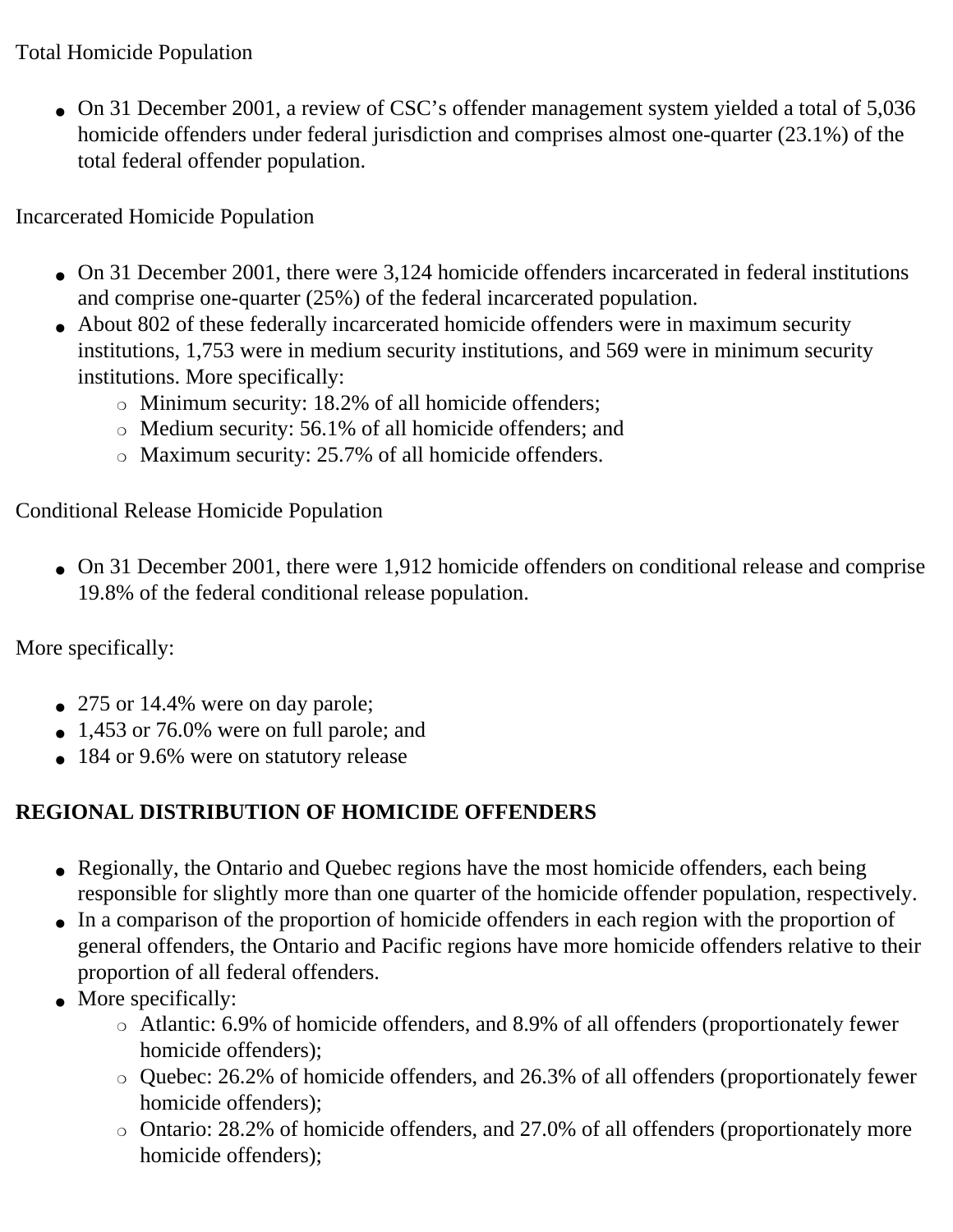Total Homicide Population

- On 31 December 2001, a review of CSC's offender management system yielded a total of 5,036 homicide offenders under federal jurisdiction and comprises almost one-quarter (23.1%) of the total federal offender population.

Incarcerated Homicide Population

- On 31 December 2001, there were 3,124 homicide offenders incarcerated in federal institutions and comprise one-quarter (25%) of the federal incarcerated population.
- About 802 of these federally incarcerated homicide offenders were in maximum security institutions, 1,753 were in medium security institutions, and 569 were in minimum security institutions. More specifically:
    - Minimum security: 18.2% of all homicide offenders;
    - Medium security: 56.1% of all homicide offenders; and
    - Maximum security: 25.7% of all homicide offenders.

Conditional Release Homicide Population

- On 31 December 2001, there were 1,912 homicide offenders on conditional release and comprise 19.8% of the federal conditional release population.

More specifically:

- 275 or 14.4% were on day parole;
- 1,453 or 76.0% were on full parole; and
- 184 or 9.6% were on statutory release

**REGIONAL DISTRIBUTION OF HOMICIDE OFFENDERS**

- Regionally, the Ontario and Quebec regions have the most homicide offenders, each being responsible for slightly more than one quarter of the homicide offender population, respectively.
- In a comparison of the proportion of homicide offenders in each region with the proportion of general offenders, the Ontario and Pacific regions have more homicide offenders relative to their proportion of all federal offenders.
- More specifically:
    - Atlantic: 6.9% of homicide offenders, and 8.9% of all offenders (proportionately fewer homicide offenders);
    - Quebec: 26.2% of homicide offenders, and 26.3% of all offenders (proportionately fewer homicide offenders);
    - Ontario: 28.2% of homicide offenders, and 27.0% of all offenders (proportionately more homicide offenders);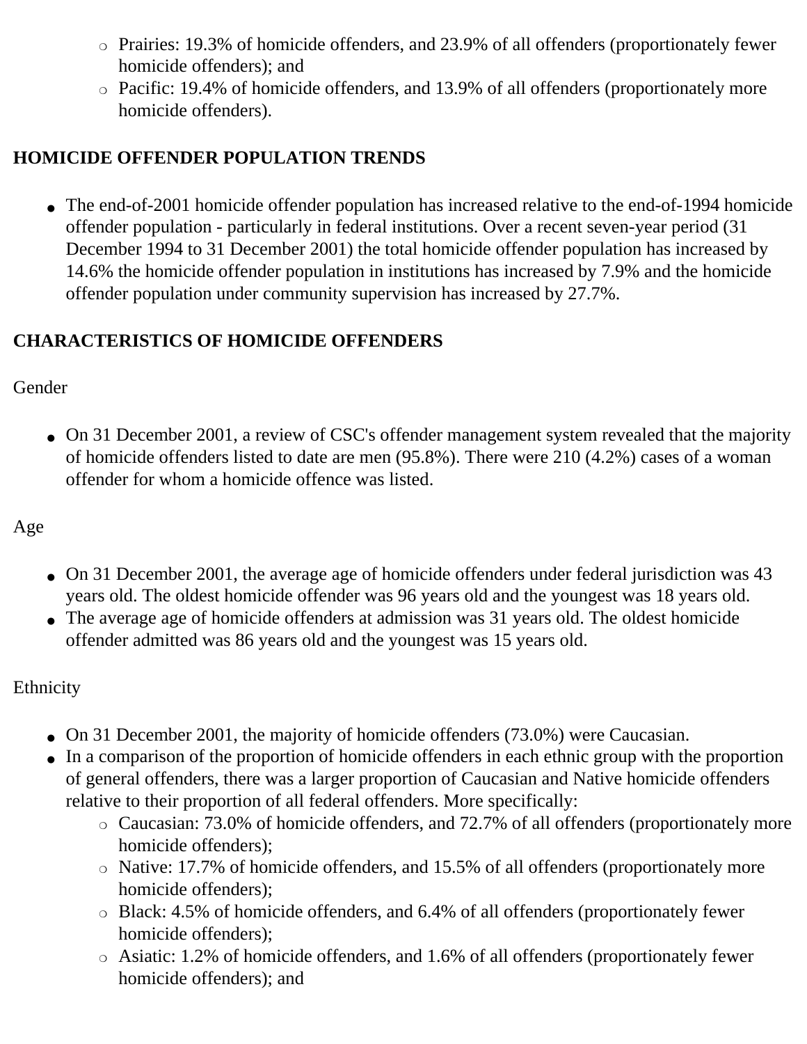- Prairies: 19.3% of homicide offenders, and 23.9% of all offenders (proportionately fewer homicide offenders); and
- Pacific: 19.4% of homicide offenders, and 13.9% of all offenders (proportionately more homicide offenders).

## HOMICIDE OFFENDER POPULATION TRENDS

- The end-of-2001 homicide offender population has increased relative to the end-of-1994 homicide offender population - particularly in federal institutions. Over a recent seven-year period (31 December 1994 to 31 December 2001) the total homicide offender population has increased by 14.6% the homicide offender population in institutions has increased by 7.9% and the homicide offender population under community supervision has increased by 27.7%.

## CHARACTERISTICS OF HOMICIDE OFFENDERS

Gender

- On 31 December 2001, a review of CSC's offender management system revealed that the majority of homicide offenders listed to date are men (95.8%). There were 210 (4.2%) cases of a woman offender for whom a homicide offence was listed.

Age

- On 31 December 2001, the average age of homicide offenders under federal jurisdiction was 43 years old. The oldest homicide offender was 96 years old and the youngest was 18 years old.
- The average age of homicide offenders at admission was 31 years old. The oldest homicide offender admitted was 86 years old and the youngest was 15 years old.

Ethnicity

- On 31 December 2001, the majority of homicide offenders (73.0%) were Caucasian.
- In a comparison of the proportion of homicide offenders in each ethnic group with the proportion of general offenders, there was a larger proportion of Caucasian and Native homicide offenders relative to their proportion of all federal offenders. More specifically:
  - Caucasian: 73.0% of homicide offenders, and 72.7% of all offenders (proportionately more homicide offenders);
  - Native: 17.7% of homicide offenders, and 15.5% of all offenders (proportionately more homicide offenders);
  - Black: 4.5% of homicide offenders, and 6.4% of all offenders (proportionately fewer homicide offenders);
  - Asiatic: 1.2% of homicide offenders, and 1.6% of all offenders (proportionately fewer homicide offenders); and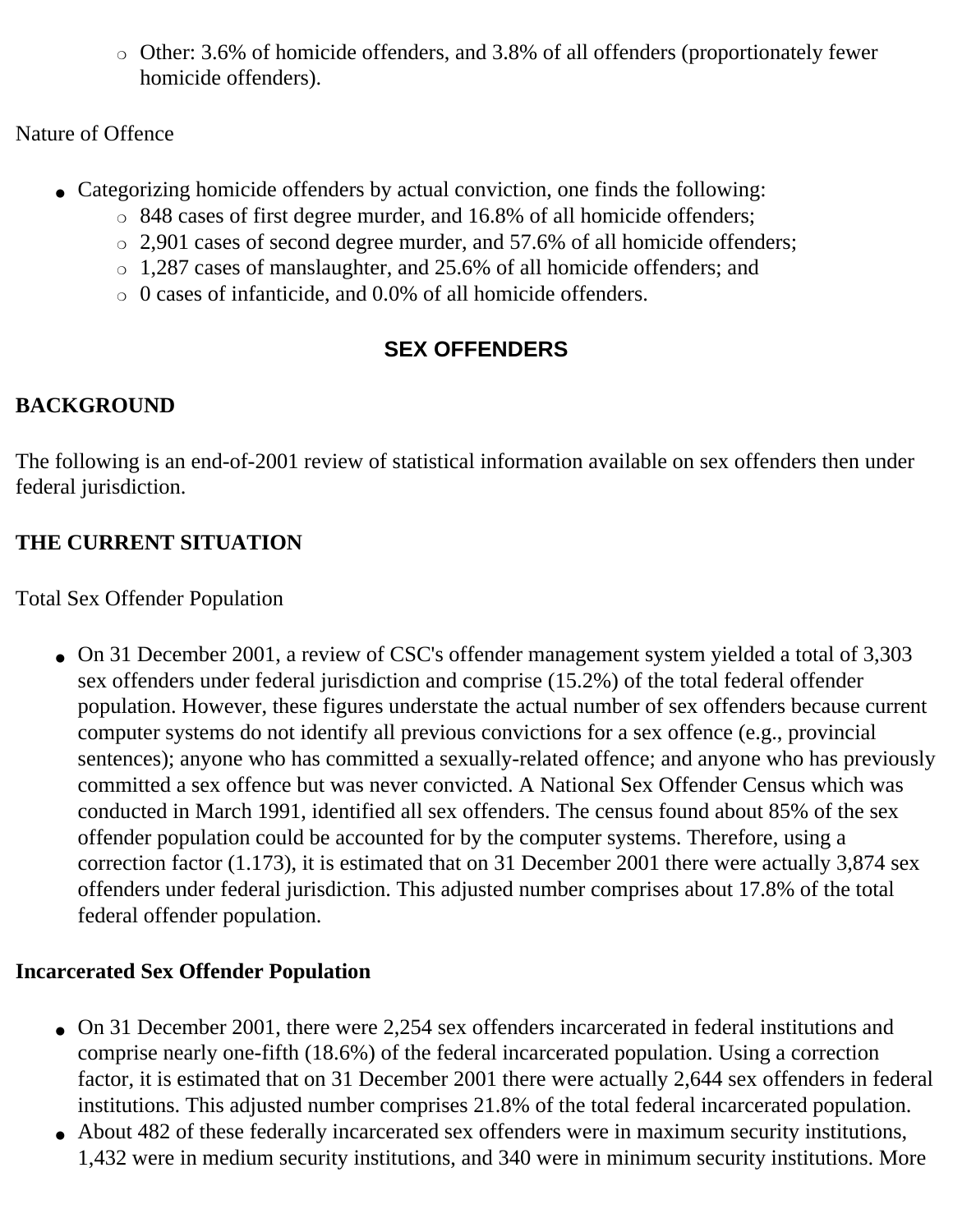- Other: 3.6% of homicide offenders, and 3.8% of all offenders (proportionately fewer homicide offenders).

Nature of Offence

- Categorizing homicide offenders by actual conviction, one finds the following:
    - 848 cases of first degree murder, and 16.8% of all homicide offenders;
    - 2,901 cases of second degree murder, and 57.6% of all homicide offenders;
    - 1,287 cases of manslaughter, and 25.6% of all homicide offenders; and
    - 0 cases of infanticide, and 0.0% of all homicide offenders.

## SEX OFFENDERS

**BACKGROUND**

The following is an end-of-2001 review of statistical information available on sex offenders then under federal jurisdiction.

**THE CURRENT SITUATION**

Total Sex Offender Population

- On 31 December 2001, a review of CSC's offender management system yielded a total of 3,303 sex offenders under federal jurisdiction and comprise (15.2%) of the total federal offender population. However, these figures understate the actual number of sex offenders because current computer systems do not identify all previous convictions for a sex offence (e.g., provincial sentences); anyone who has committed a sexually-related offence; and anyone who has previously committed a sex offence but was never convicted. A National Sex Offender Census which was conducted in March 1991, identified all sex offenders. The census found about 85% of the sex offender population could be accounted for by the computer systems. Therefore, using a correction factor (1.173), it is estimated that on 31 December 2001 there were actually 3,874 sex offenders under federal jurisdiction. This adjusted number comprises about 17.8% of the total federal offender population.

**Incarcerated Sex Offender Population**

- On 31 December 2001, there were 2,254 sex offenders incarcerated in federal institutions and comprise nearly one-fifth (18.6%) of the federal incarcerated population. Using a correction factor, it is estimated that on 31 December 2001 there were actually 2,644 sex offenders in federal institutions. This adjusted number comprises 21.8% of the total federal incarcerated population.
- About 482 of these federally incarcerated sex offenders were in maximum security institutions, 1,432 were in medium security institutions, and 340 were in minimum security institutions. More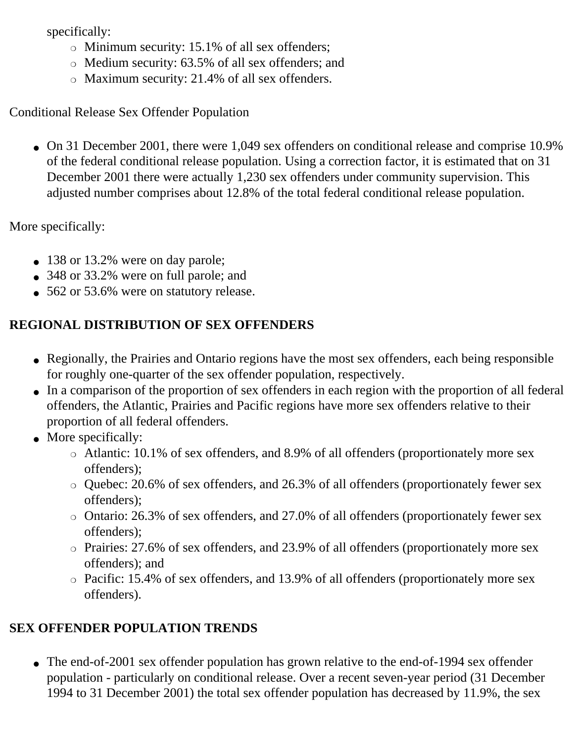specifically:

- Minimum security: 15.1% of all sex offenders;
- Medium security: 63.5% of all sex offenders; and
- Maximum security: 21.4% of all sex offenders.

Conditional Release Sex Offender Population

- On 31 December 2001, there were 1,049 sex offenders on conditional release and comprise 10.9% of the federal conditional release population. Using a correction factor, it is estimated that on 31 December 2001 there were actually 1,230 sex offenders under community supervision. This adjusted number comprises about 12.8% of the total federal conditional release population.

More specifically:

- 138 or 13.2% were on day parole;
- 348 or 33.2% were on full parole; and
- 562 or 53.6% were on statutory release.

**REGIONAL DISTRIBUTION OF SEX OFFENDERS**

- Regionally, the Prairies and Ontario regions have the most sex offenders, each being responsible for roughly one-quarter of the sex offender population, respectively.
- In a comparison of the proportion of sex offenders in each region with the proportion of all federal offenders, the Atlantic, Prairies and Pacific regions have more sex offenders relative to their proportion of all federal offenders.
- More specifically:
  - Atlantic: 10.1% of sex offenders, and 8.9% of all offenders (proportionately more sex offenders);
  - Quebec: 20.6% of sex offenders, and 26.3% of all offenders (proportionately fewer sex offenders);
  - Ontario: 26.3% of sex offenders, and 27.0% of all offenders (proportionately fewer sex offenders);
  - Prairies: 27.6% of sex offenders, and 23.9% of all offenders (proportionately more sex offenders); and
  - Pacific: 15.4% of sex offenders, and 13.9% of all offenders (proportionately more sex offenders).

**SEX OFFENDER POPULATION TRENDS**

- The end-of-2001 sex offender population has grown relative to the end-of-1994 sex offender population - particularly on conditional release. Over a recent seven-year period (31 December 1994 to 31 December 2001) the total sex offender population has decreased by 11.9%, the sex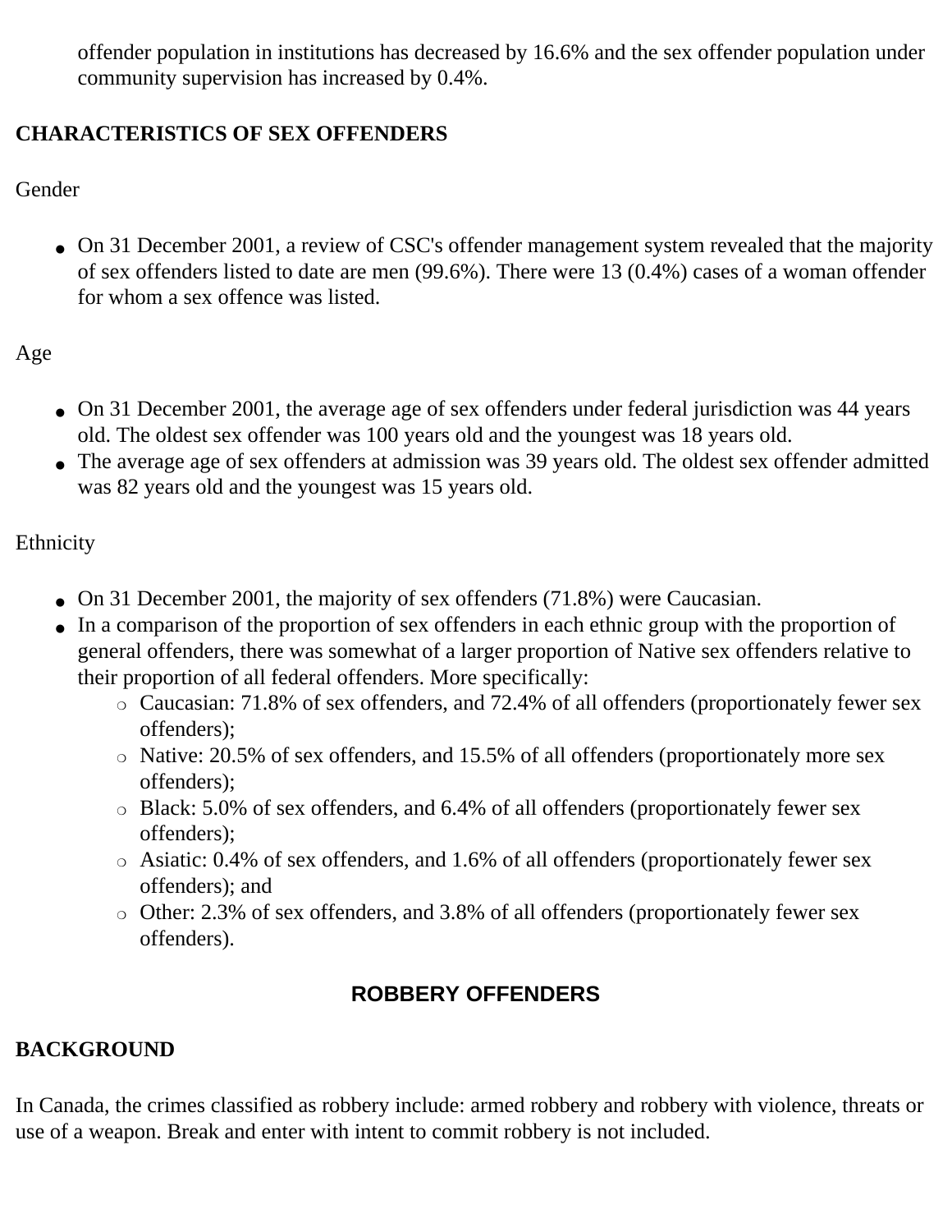offender population in institutions has decreased by 16.6% and the sex offender population under community supervision has increased by 0.4%.

**CHARACTERISTICS OF SEX OFFENDERS**

Gender

- On 31 December 2001, a review of CSC's offender management system revealed that the majority of sex offenders listed to date are men (99.6%). There were 13 (0.4%) cases of a woman offender for whom a sex offence was listed.

Age

- On 31 December 2001, the average age of sex offenders under federal jurisdiction was 44 years old. The oldest sex offender was 100 years old and the youngest was 18 years old.
- The average age of sex offenders at admission was 39 years old. The oldest sex offender admitted was 82 years old and the youngest was 15 years old.

Ethnicity

- On 31 December 2001, the majority of sex offenders (71.8%) were Caucasian.
- In a comparison of the proportion of sex offenders in each ethnic group with the proportion of general offenders, there was somewhat of a larger proportion of Native sex offenders relative to their proportion of all federal offenders. More specifically:
  - Caucasian: 71.8% of sex offenders, and 72.4% of all offenders (proportionately fewer sex offenders);
  - Native: 20.5% of sex offenders, and 15.5% of all offenders (proportionately more sex offenders);
  - Black: 5.0% of sex offenders, and 6.4% of all offenders (proportionately fewer sex offenders);
  - Asiatic: 0.4% of sex offenders, and 1.6% of all offenders (proportionately fewer sex offenders); and
  - Other: 2.3% of sex offenders, and 3.8% of all offenders (proportionately fewer sex offenders).

## ROBBERY OFFENDERS

**BACKGROUND**

In Canada, the crimes classified as robbery include: armed robbery and robbery with violence, threats or use of a weapon. Break and enter with intent to commit robbery is not included.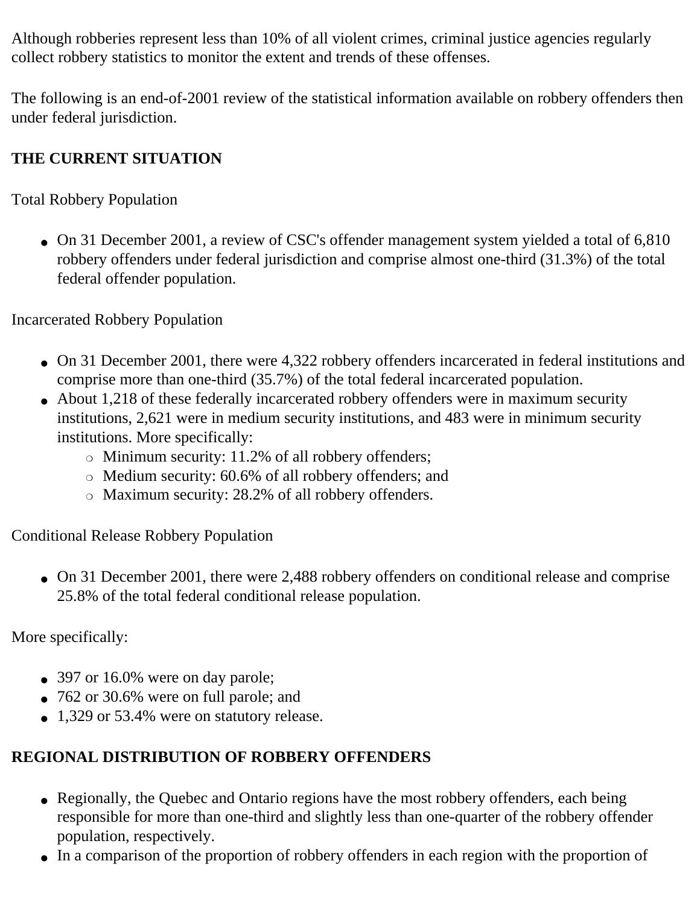Although robberies represent less than 10% of all violent crimes, criminal justice agencies regularly collect robbery statistics to monitor the extent and trends of these offenses.

The following is an end-of-2001 review of the statistical information available on robbery offenders then under federal jurisdiction.

**THE CURRENT SITUATION**

Total Robbery Population

- On 31 December 2001, a review of CSC's offender management system yielded a total of 6,810 robbery offenders under federal jurisdiction and comprise almost one-third (31.3%) of the total federal offender population.

Incarcerated Robbery Population

- On 31 December 2001, there were 4,322 robbery offenders incarcerated in federal institutions and comprise more than one-third (35.7%) of the total federal incarcerated population.
- About 1,218 of these federally incarcerated robbery offenders were in maximum security institutions, 2,621 were in medium security institutions, and 483 were in minimum security institutions. More specifically:
  - Minimum security: 11.2% of all robbery offenders;
  - Medium security: 60.6% of all robbery offenders; and
  - Maximum security: 28.2% of all robbery offenders.

Conditional Release Robbery Population

- On 31 December 2001, there were 2,488 robbery offenders on conditional release and comprise 25.8% of the total federal conditional release population.

More specifically:

- 397 or 16.0% were on day parole;
- 762 or 30.6% were on full parole; and
- 1,329 or 53.4% were on statutory release.

**REGIONAL DISTRIBUTION OF ROBBERY OFFENDERS**

- Regionally, the Quebec and Ontario regions have the most robbery offenders, each being responsible for more than one-third and slightly less than one-quarter of the robbery offender population, respectively.
- In a comparison of the proportion of robbery offenders in each region with the proportion of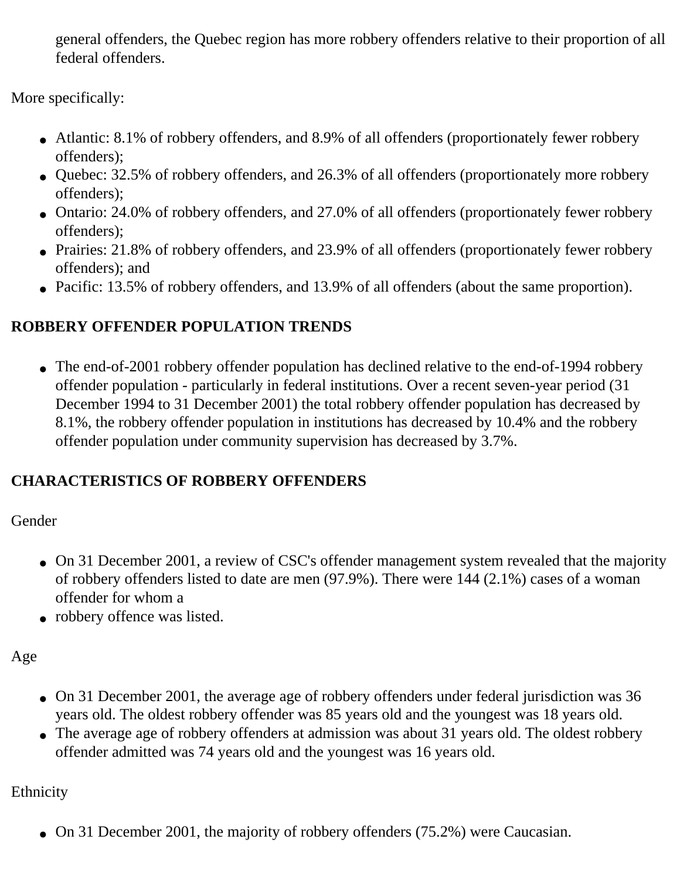general offenders, the Quebec region has more robbery offenders relative to their proportion of all federal offenders.

More specifically:

- Atlantic: 8.1% of robbery offenders, and 8.9% of all offenders (proportionately fewer robbery offenders);
- Quebec: 32.5% of robbery offenders, and 26.3% of all offenders (proportionately more robbery offenders);
- Ontario: 24.0% of robbery offenders, and 27.0% of all offenders (proportionately fewer robbery offenders);
- Prairies: 21.8% of robbery offenders, and 23.9% of all offenders (proportionately fewer robbery offenders); and
- Pacific: 13.5% of robbery offenders, and 13.9% of all offenders (about the same proportion).

## ROBBERY OFFENDER POPULATION TRENDS

- The end-of-2001 robbery offender population has declined relative to the end-of-1994 robbery offender population - particularly in federal institutions. Over a recent seven-year period (31 December 1994 to 31 December 2001) the total robbery offender population has decreased by 8.1%, the robbery offender population in institutions has decreased by 10.4% and the robbery offender population under community supervision has decreased by 3.7%.

## CHARACTERISTICS OF ROBBERY OFFENDERS

Gender

- On 31 December 2001, a review of CSC's offender management system revealed that the majority of robbery offenders listed to date are men (97.9%). There were 144 (2.1%) cases of a woman offender for whom a
- robbery offence was listed.

Age

- On 31 December 2001, the average age of robbery offenders under federal jurisdiction was 36 years old. The oldest robbery offender was 85 years old and the youngest was 18 years old.
- The average age of robbery offenders at admission was about 31 years old. The oldest robbery offender admitted was 74 years old and the youngest was 16 years old.

Ethnicity

- On 31 December 2001, the majority of robbery offenders (75.2%) were Caucasian.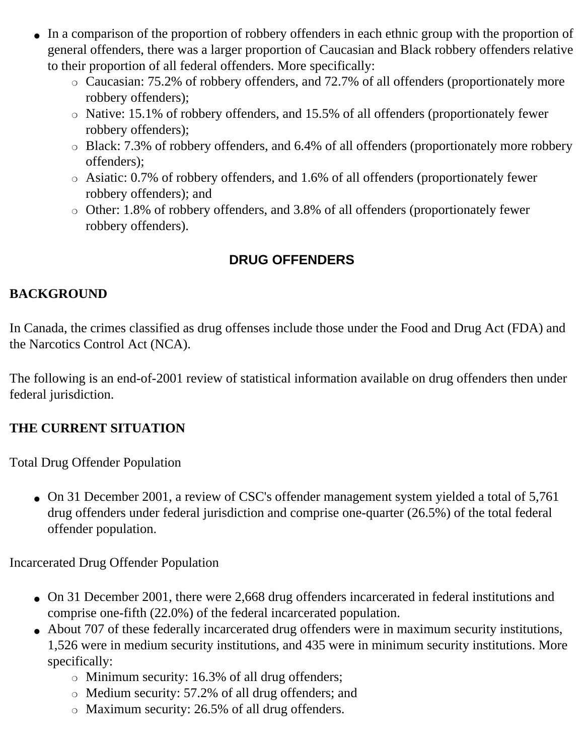- In a comparison of the proportion of robbery offenders in each ethnic group with the proportion of general offenders, there was a larger proportion of Caucasian and Black robbery offenders relative to their proportion of all federal offenders. More specifically:
  - Caucasian: 75.2% of robbery offenders, and 72.7% of all offenders (proportionately more robbery offenders);
  - Native: 15.1% of robbery offenders, and 15.5% of all offenders (proportionately fewer robbery offenders);
  - Black: 7.3% of robbery offenders, and 6.4% of all offenders (proportionately more robbery offenders);
  - Asiatic: 0.7% of robbery offenders, and 1.6% of all offenders (proportionately fewer robbery offenders); and
  - Other: 1.8% of robbery offenders, and 3.8% of all offenders (proportionately fewer robbery offenders).

## DRUG OFFENDERS

### BACKGROUND

In Canada, the crimes classified as drug offenses include those under the Food and Drug Act (FDA) and the Narcotics Control Act (NCA).

The following is an end-of-2001 review of statistical information available on drug offenders then under federal jurisdiction.

### THE CURRENT SITUATION

Total Drug Offender Population

- On 31 December 2001, a review of CSC's offender management system yielded a total of 5,761 drug offenders under federal jurisdiction and comprise one-quarter (26.5%) of the total federal offender population.

Incarcerated Drug Offender Population

- On 31 December 2001, there were 2,668 drug offenders incarcerated in federal institutions and comprise one-fifth (22.0%) of the federal incarcerated population.
- About 707 of these federally incarcerated drug offenders were in maximum security institutions, 1,526 were in medium security institutions, and 435 were in minimum security institutions. More specifically:
  - Minimum security: 16.3% of all drug offenders;
  - Medium security: 57.2% of all drug offenders; and
  - Maximum security: 26.5% of all drug offenders.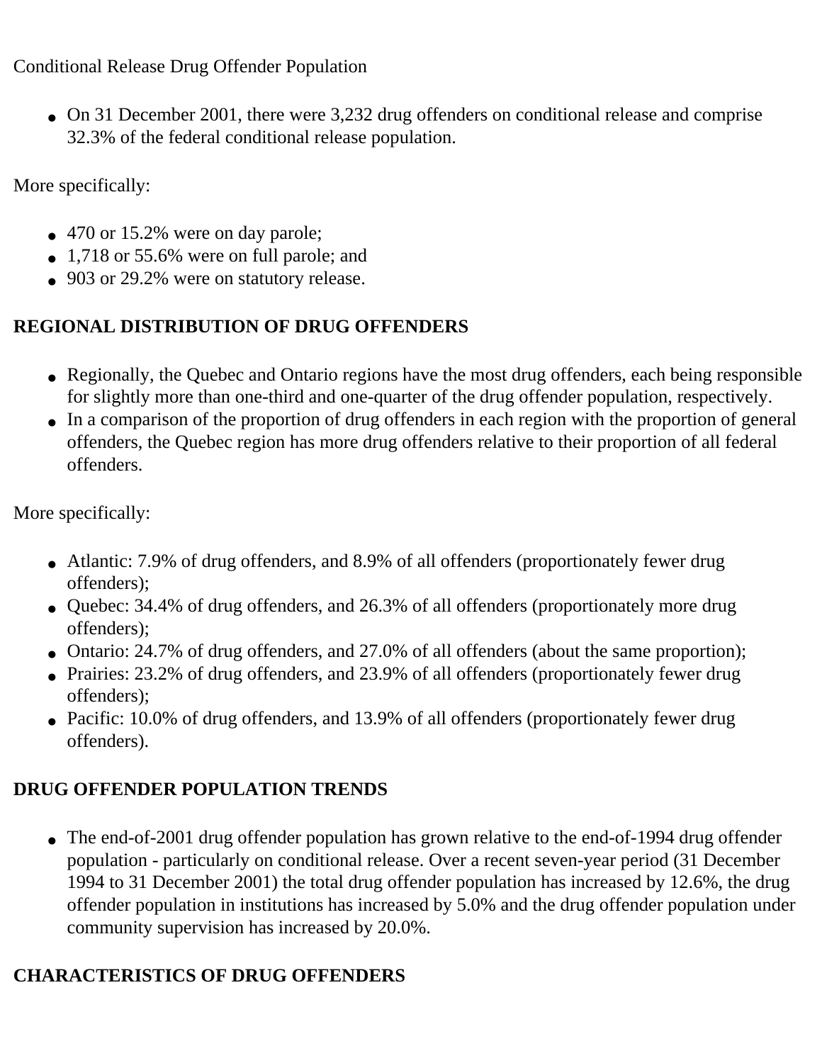Conditional Release Drug Offender Population

- On 31 December 2001, there were 3,232 drug offenders on conditional release and comprise 32.3% of the federal conditional release population.

More specifically:

- 470 or 15.2% were on day parole;
- 1,718 or 55.6% were on full parole; and
- 903 or 29.2% were on statutory release.

## REGIONAL DISTRIBUTION OF DRUG OFFENDERS

- Regionally, the Quebec and Ontario regions have the most drug offenders, each being responsible for slightly more than one-third and one-quarter of the drug offender population, respectively.
- In a comparison of the proportion of drug offenders in each region with the proportion of general offenders, the Quebec region has more drug offenders relative to their proportion of all federal offenders.

More specifically:

- Atlantic: 7.9% of drug offenders, and 8.9% of all offenders (proportionately fewer drug offenders);
- Quebec: 34.4% of drug offenders, and 26.3% of all offenders (proportionately more drug offenders);
- Ontario: 24.7% of drug offenders, and 27.0% of all offenders (about the same proportion);
- Prairies: 23.2% of drug offenders, and 23.9% of all offenders (proportionately fewer drug offenders);
- Pacific: 10.0% of drug offenders, and 13.9% of all offenders (proportionately fewer drug offenders).

## DRUG OFFENDER POPULATION TRENDS

- The end-of-2001 drug offender population has grown relative to the end-of-1994 drug offender population - particularly on conditional release. Over a recent seven-year period (31 December 1994 to 31 December 2001) the total drug offender population has increased by 12.6%, the drug offender population in institutions has increased by 5.0% and the drug offender population under community supervision has increased by 20.0%.

## CHARACTERISTICS OF DRUG OFFENDERS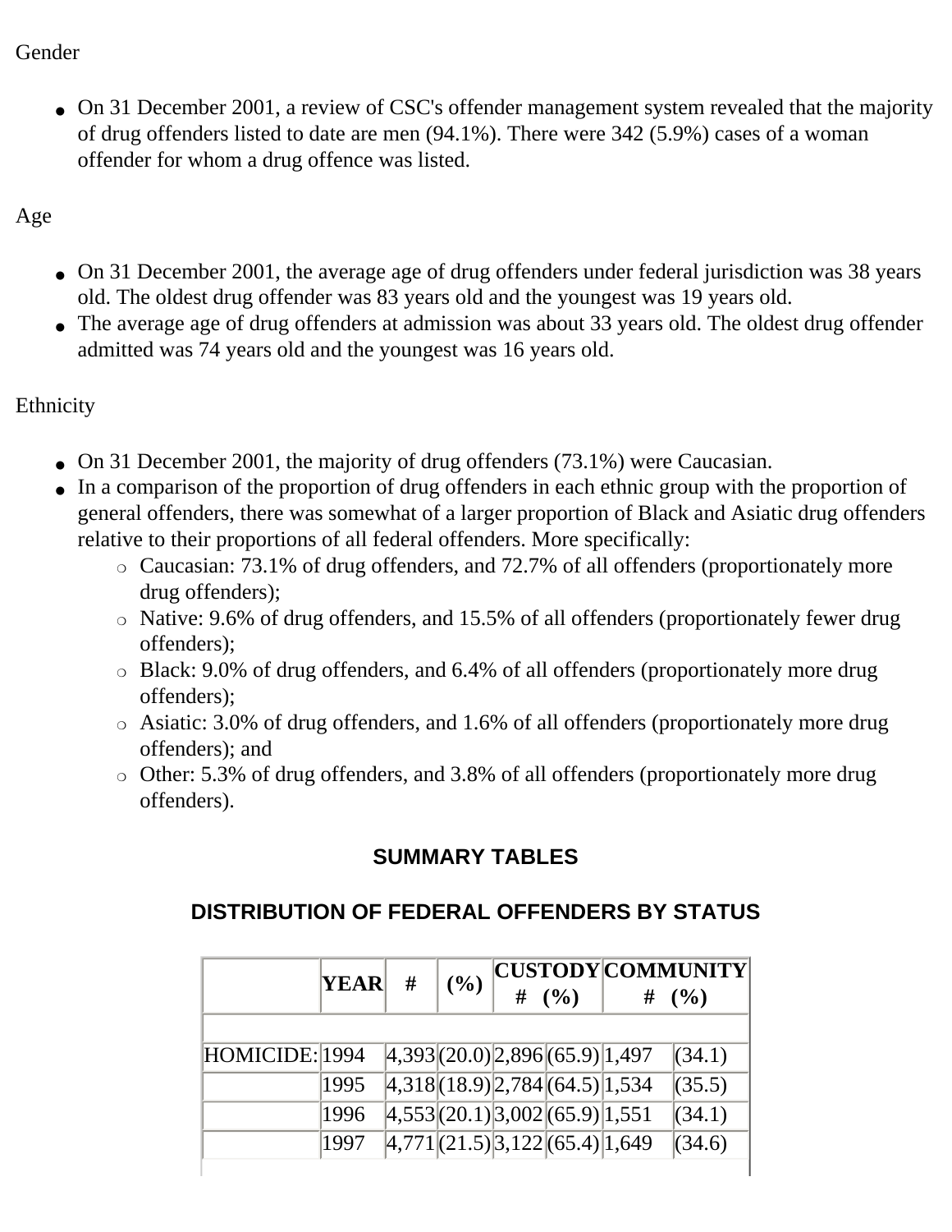Gender

- On 31 December 2001, a review of CSC's offender management system revealed that the majority of drug offenders listed to date are men (94.1%). There were 342 (5.9%) cases of a woman offender for whom a drug offence was listed.

Age

- On 31 December 2001, the average age of drug offenders under federal jurisdiction was 38 years old. The oldest drug offender was 83 years old and the youngest was 19 years old.
- The average age of drug offenders at admission was about 33 years old. The oldest drug offender admitted was 74 years old and the youngest was 16 years old.

Ethnicity

- On 31 December 2001, the majority of drug offenders (73.1%) were Caucasian.
- In a comparison of the proportion of drug offenders in each ethnic group with the proportion of general offenders, there was somewhat of a larger proportion of Black and Asiatic drug offenders relative to their proportions of all federal offenders. More specifically:
    - Caucasian: 73.1% of drug offenders, and 72.7% of all offenders (proportionately more drug offenders);
    - Native: 9.6% of drug offenders, and 15.5% of all offenders (proportionately fewer drug offenders);
    - Black: 9.0% of drug offenders, and 6.4% of all offenders (proportionately more drug offenders);
    - Asiatic: 3.0% of drug offenders, and 1.6% of all offenders (proportionately more drug offenders); and
    - Other: 5.3% of drug offenders, and 3.8% of all offenders (proportionately more drug offenders).

## SUMMARY TABLES

### DISTRIBUTION OF FEDERAL OFFENDERS BY STATUS

| | YEAR | # | (%) | CUSTODY # | (%) | COMMUNITY # | (%) |
|---|---|---|---|---|---|---|---|
| HOMICIDE: | 1994 | 4,393 | (20.0) | 2,896 | (65.9) | 1,497 | (34.1) |
| | 1995 | 4,318 | (18.9) | 2,784 | (64.5) | 1,534 | (35.5) |
| | 1996 | 4,553 | (20.1) | 3,002 | (65.9) | 1,551 | (34.1) |
| | 1997 | 4,771 | (21.5) | 3,122 | (65.4) | 1,649 | (34.6) |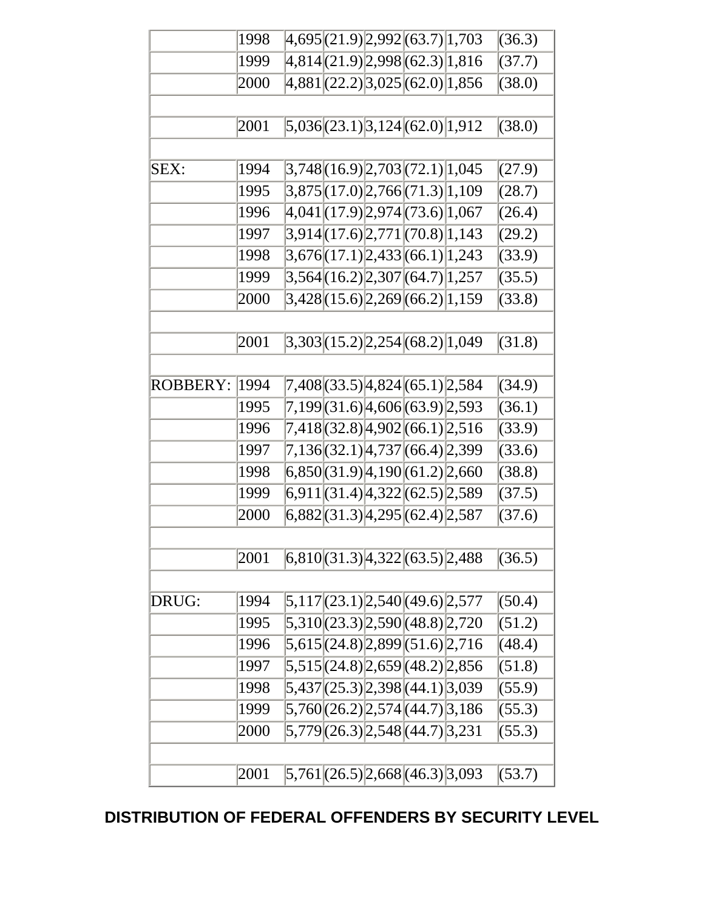| | | | | | | | |
|---|---|---|---|---|---|---|---|
| | 1998 | 4,695 | (21.9) | 2,992 | (63.7) | 1,703 | (36.3) |
| | 1999 | 4,814 | (21.9) | 2,998 | (62.3) | 1,816 | (37.7) |
| | 2000 | 4,881 | (22.2) | 3,025 | (62.0) | 1,856 | (38.0) |
| | | | | | | | |
| | 2001 | 5,036 | (23.1) | 3,124 | (62.0) | 1,912 | (38.0) |
| | | | | | | | |
| SEX: | 1994 | 3,748 | (16.9) | 2,703 | (72.1) | 1,045 | (27.9) |
| | 1995 | 3,875 | (17.0) | 2,766 | (71.3) | 1,109 | (28.7) |
| | 1996 | 4,041 | (17.9) | 2,974 | (73.6) | 1,067 | (26.4) |
| | 1997 | 3,914 | (17.6) | 2,771 | (70.8) | 1,143 | (29.2) |
| | 1998 | 3,676 | (17.1) | 2,433 | (66.1) | 1,243 | (33.9) |
| | 1999 | 3,564 | (16.2) | 2,307 | (64.7) | 1,257 | (35.5) |
| | 2000 | 3,428 | (15.6) | 2,269 | (66.2) | 1,159 | (33.8) |
| | | | | | | | |
| | 2001 | 3,303 | (15.2) | 2,254 | (68.2) | 1,049 | (31.8) |
| | | | | | | | |
| ROBBERY: | 1994 | 7,408 | (33.5) | 4,824 | (65.1) | 2,584 | (34.9) |
| | 1995 | 7,199 | (31.6) | 4,606 | (63.9) | 2,593 | (36.1) |
| | 1996 | 7,418 | (32.8) | 4,902 | (66.1) | 2,516 | (33.9) |
| | 1997 | 7,136 | (32.1) | 4,737 | (66.4) | 2,399 | (33.6) |
| | 1998 | 6,850 | (31.9) | 4,190 | (61.2) | 2,660 | (38.8) |
| | 1999 | 6,911 | (31.4) | 4,322 | (62.5) | 2,589 | (37.5) |
| | 2000 | 6,882 | (31.3) | 4,295 | (62.4) | 2,587 | (37.6) |
| | | | | | | | |
| | 2001 | 6,810 | (31.3) | 4,322 | (63.5) | 2,488 | (36.5) |
| | | | | | | | |
| DRUG: | 1994 | 5,117 | (23.1) | 2,540 | (49.6) | 2,577 | (50.4) |
| | 1995 | 5,310 | (23.3) | 2,590 | (48.8) | 2,720 | (51.2) |
| | 1996 | 5,615 | (24.8) | 2,899 | (51.6) | 2,716 | (48.4) |
| | 1997 | 5,515 | (24.8) | 2,659 | (48.2) | 2,856 | (51.8) |
| | 1998 | 5,437 | (25.3) | 2,398 | (44.1) | 3,039 | (55.9) |
| | 1999 | 5,760 | (26.2) | 2,574 | (44.7) | 3,186 | (55.3) |
| | 2000 | 5,779 | (26.3) | 2,548 | (44.7) | 3,231 | (55.3) |
| | | | | | | | |
| | 2001 | 5,761 | (26.5) | 2,668 | (46.3) | 3,093 | (53.7) |

## DISTRIBUTION OF FEDERAL OFFENDERS BY SECURITY LEVEL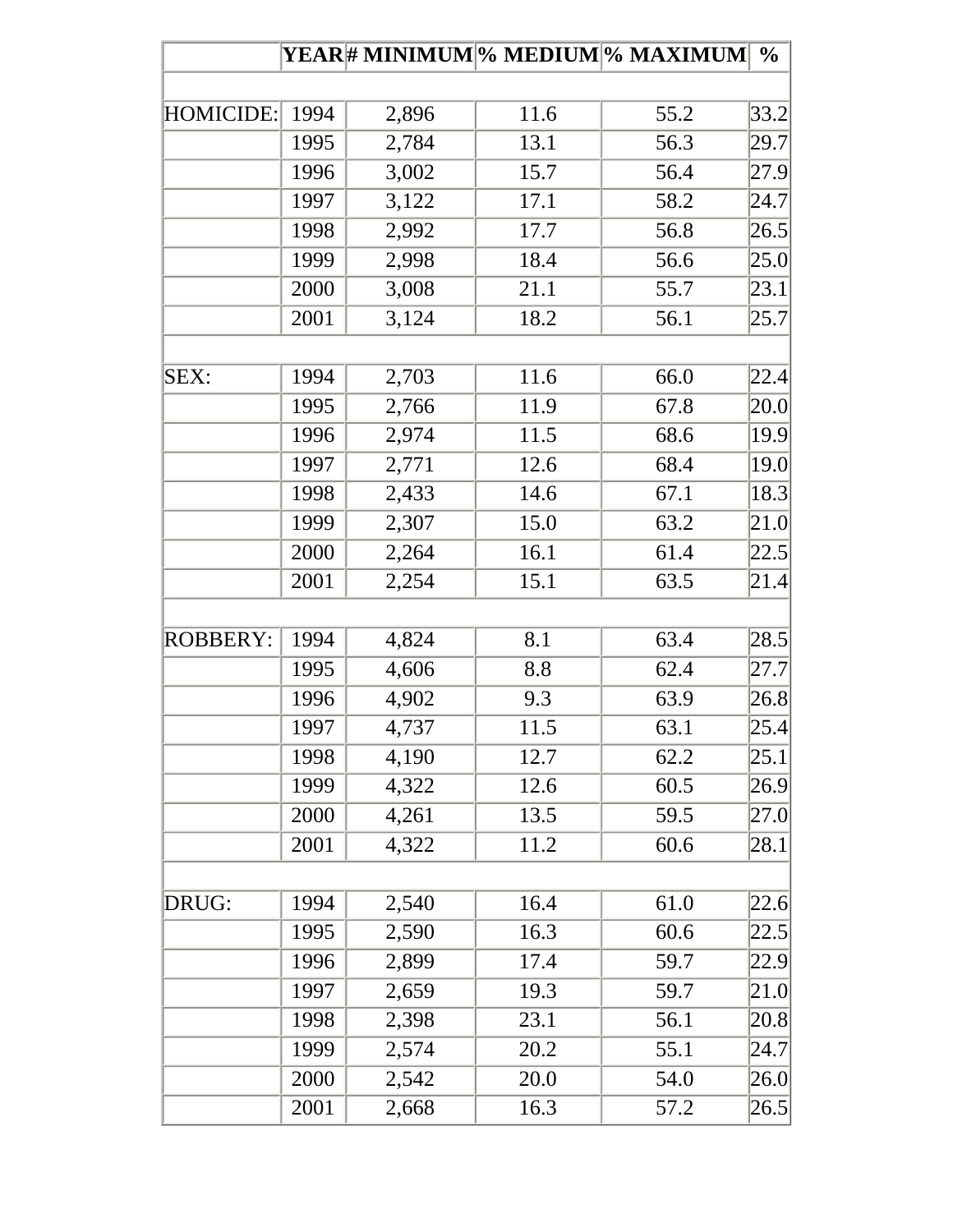| | YEAR | # MINIMUM | % MEDIUM | % MAXIMUM | % |
|---|---|---|---|---|---|
| | | | | | |
| HOMICIDE: | 1994 | 2,896 | 11.6 | 55.2 | 33.2 |
| | 1995 | 2,784 | 13.1 | 56.3 | 29.7 |
| | 1996 | 3,002 | 15.7 | 56.4 | 27.9 |
| | 1997 | 3,122 | 17.1 | 58.2 | 24.7 |
| | 1998 | 2,992 | 17.7 | 56.8 | 26.5 |
| | 1999 | 2,998 | 18.4 | 56.6 | 25.0 |
| | 2000 | 3,008 | 21.1 | 55.7 | 23.1 |
| | 2001 | 3,124 | 18.2 | 56.1 | 25.7 |
| | | | | | |
| SEX: | 1994 | 2,703 | 11.6 | 66.0 | 22.4 |
| | 1995 | 2,766 | 11.9 | 67.8 | 20.0 |
| | 1996 | 2,974 | 11.5 | 68.6 | 19.9 |
| | 1997 | 2,771 | 12.6 | 68.4 | 19.0 |
| | 1998 | 2,433 | 14.6 | 67.1 | 18.3 |
| | 1999 | 2,307 | 15.0 | 63.2 | 21.0 |
| | 2000 | 2,264 | 16.1 | 61.4 | 22.5 |
| | 2001 | 2,254 | 15.1 | 63.5 | 21.4 |
| | | | | | |
| ROBBERY: | 1994 | 4,824 | 8.1 | 63.4 | 28.5 |
| | 1995 | 4,606 | 8.8 | 62.4 | 27.7 |
| | 1996 | 4,902 | 9.3 | 63.9 | 26.8 |
| | 1997 | 4,737 | 11.5 | 63.1 | 25.4 |
| | 1998 | 4,190 | 12.7 | 62.2 | 25.1 |
| | 1999 | 4,322 | 12.6 | 60.5 | 26.9 |
| | 2000 | 4,261 | 13.5 | 59.5 | 27.0 |
| | 2001 | 4,322 | 11.2 | 60.6 | 28.1 |
| | | | | | |
| DRUG: | 1994 | 2,540 | 16.4 | 61.0 | 22.6 |
| | 1995 | 2,590 | 16.3 | 60.6 | 22.5 |
| | 1996 | 2,899 | 17.4 | 59.7 | 22.9 |
| | 1997 | 2,659 | 19.3 | 59.7 | 21.0 |
| | 1998 | 2,398 | 23.1 | 56.1 | 20.8 |
| | 1999 | 2,574 | 20.2 | 55.1 | 24.7 |
| | 2000 | 2,542 | 20.0 | 54.0 | 26.0 |
| | 2001 | 2,668 | 16.3 | 57.2 | 26.5 |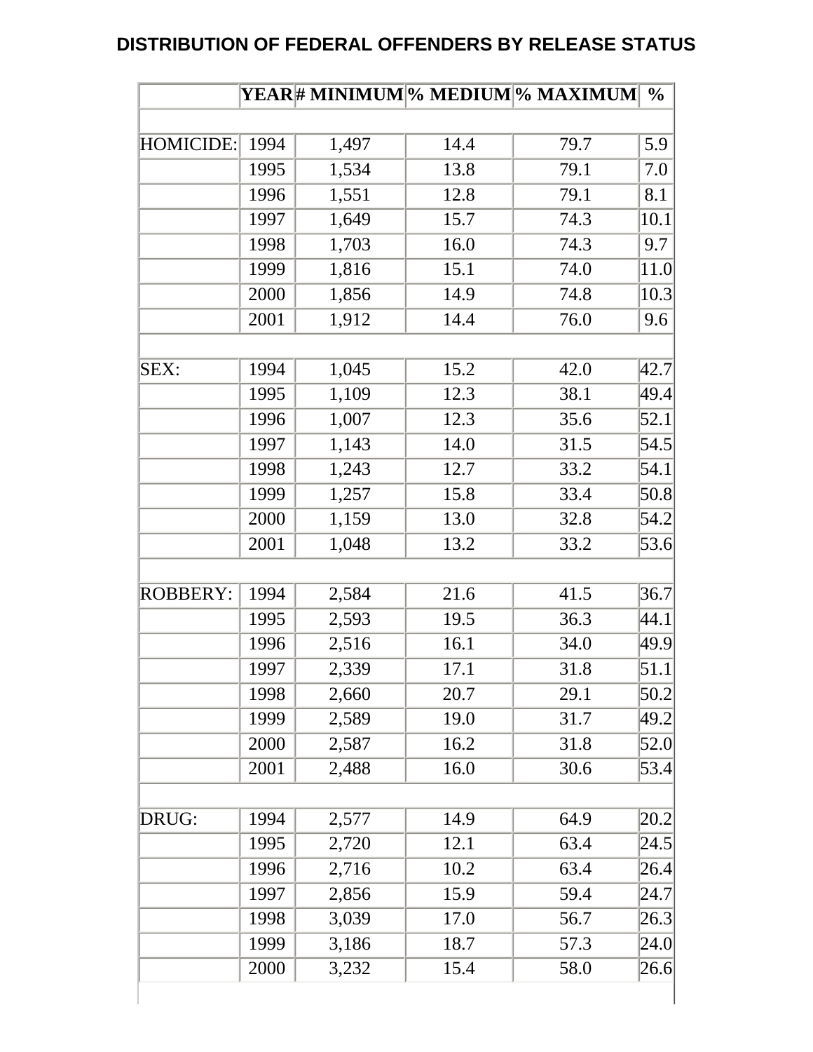## DISTRIBUTION OF FEDERAL OFFENDERS BY RELEASE STATUS

| | YEAR | # MINIMUM | % MEDIUM | % MAXIMUM | % |
|---|---|---|---|---|---|
| | | | | | |
| HOMICIDE: | 1994 | 1,497 | 14.4 | 79.7 | 5.9 |
| | 1995 | 1,534 | 13.8 | 79.1 | 7.0 |
| | 1996 | 1,551 | 12.8 | 79.1 | 8.1 |
| | 1997 | 1,649 | 15.7 | 74.3 | 10.1 |
| | 1998 | 1,703 | 16.0 | 74.3 | 9.7 |
| | 1999 | 1,816 | 15.1 | 74.0 | 11.0 |
| | 2000 | 1,856 | 14.9 | 74.8 | 10.3 |
| | 2001 | 1,912 | 14.4 | 76.0 | 9.6 |
| | | | | | |
| SEX: | 1994 | 1,045 | 15.2 | 42.0 | 42.7 |
| | 1995 | 1,109 | 12.3 | 38.1 | 49.4 |
| | 1996 | 1,007 | 12.3 | 35.6 | 52.1 |
| | 1997 | 1,143 | 14.0 | 31.5 | 54.5 |
| | 1998 | 1,243 | 12.7 | 33.2 | 54.1 |
| | 1999 | 1,257 | 15.8 | 33.4 | 50.8 |
| | 2000 | 1,159 | 13.0 | 32.8 | 54.2 |
| | 2001 | 1,048 | 13.2 | 33.2 | 53.6 |
| | | | | | |
| ROBBERY: | 1994 | 2,584 | 21.6 | 41.5 | 36.7 |
| | 1995 | 2,593 | 19.5 | 36.3 | 44.1 |
| | 1996 | 2,516 | 16.1 | 34.0 | 49.9 |
| | 1997 | 2,339 | 17.1 | 31.8 | 51.1 |
| | 1998 | 2,660 | 20.7 | 29.1 | 50.2 |
| | 1999 | 2,589 | 19.0 | 31.7 | 49.2 |
| | 2000 | 2,587 | 16.2 | 31.8 | 52.0 |
| | 2001 | 2,488 | 16.0 | 30.6 | 53.4 |
| | | | | | |
| DRUG: | 1994 | 2,577 | 14.9 | 64.9 | 20.2 |
| | 1995 | 2,720 | 12.1 | 63.4 | 24.5 |
| | 1996 | 2,716 | 10.2 | 63.4 | 26.4 |
| | 1997 | 2,856 | 15.9 | 59.4 | 24.7 |
| | 1998 | 3,039 | 17.0 | 56.7 | 26.3 |
| | 1999 | 3,186 | 18.7 | 57.3 | 24.0 |
| | 2000 | 3,232 | 15.4 | 58.0 | 26.6 |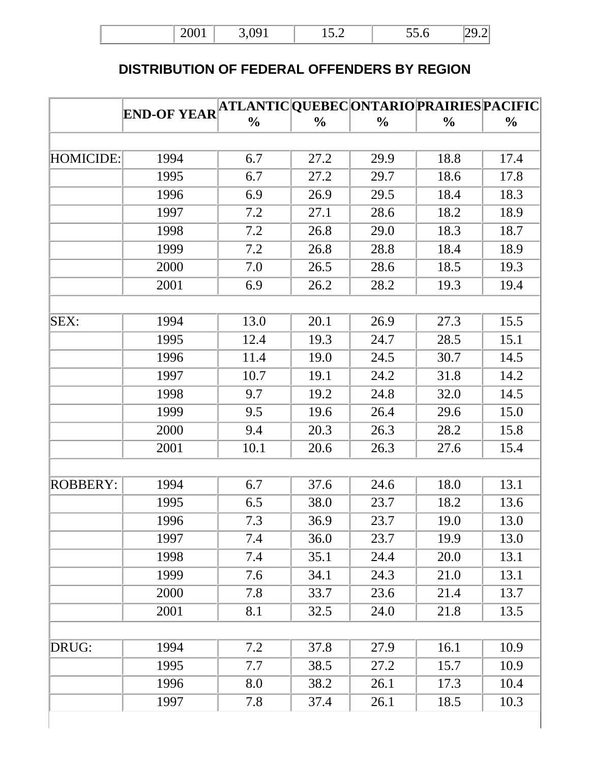| | 2001 | 3,091 | 15.2 | 55.6 | 29.2 |
|---|---|---|---|---|---|

**DISTRIBUTION OF FEDERAL OFFENDERS BY REGION**

| | END-OF YEAR | ATLANTIC % | QUEBEC % | ONTARIO % | PRAIRIES % | PACIFIC % |
|---|---|---|---|---|---|---|
| | | | | | | |
| HOMICIDE: | 1994 | 6.7 | 27.2 | 29.9 | 18.8 | 17.4 |
| | 1995 | 6.7 | 27.2 | 29.7 | 18.6 | 17.8 |
| | 1996 | 6.9 | 26.9 | 29.5 | 18.4 | 18.3 |
| | 1997 | 7.2 | 27.1 | 28.6 | 18.2 | 18.9 |
| | 1998 | 7.2 | 26.8 | 29.0 | 18.3 | 18.7 |
| | 1999 | 7.2 | 26.8 | 28.8 | 18.4 | 18.9 |
| | 2000 | 7.0 | 26.5 | 28.6 | 18.5 | 19.3 |
| | 2001 | 6.9 | 26.2 | 28.2 | 19.3 | 19.4 |
| | | | | | | |
| SEX: | 1994 | 13.0 | 20.1 | 26.9 | 27.3 | 15.5 |
| | 1995 | 12.4 | 19.3 | 24.7 | 28.5 | 15.1 |
| | 1996 | 11.4 | 19.0 | 24.5 | 30.7 | 14.5 |
| | 1997 | 10.7 | 19.1 | 24.2 | 31.8 | 14.2 |
| | 1998 | 9.7 | 19.2 | 24.8 | 32.0 | 14.5 |
| | 1999 | 9.5 | 19.6 | 26.4 | 29.6 | 15.0 |
| | 2000 | 9.4 | 20.3 | 26.3 | 28.2 | 15.8 |
| | 2001 | 10.1 | 20.6 | 26.3 | 27.6 | 15.4 |
| | | | | | | |
| ROBBERY: | 1994 | 6.7 | 37.6 | 24.6 | 18.0 | 13.1 |
| | 1995 | 6.5 | 38.0 | 23.7 | 18.2 | 13.6 |
| | 1996 | 7.3 | 36.9 | 23.7 | 19.0 | 13.0 |
| | 1997 | 7.4 | 36.0 | 23.7 | 19.9 | 13.0 |
| | 1998 | 7.4 | 35.1 | 24.4 | 20.0 | 13.1 |
| | 1999 | 7.6 | 34.1 | 24.3 | 21.0 | 13.1 |
| | 2000 | 7.8 | 33.7 | 23.6 | 21.4 | 13.7 |
| | 2001 | 8.1 | 32.5 | 24.0 | 21.8 | 13.5 |
| | | | | | | |
| DRUG: | 1994 | 7.2 | 37.8 | 27.9 | 16.1 | 10.9 |
| | 1995 | 7.7 | 38.5 | 27.2 | 15.7 | 10.9 |
| | 1996 | 8.0 | 38.2 | 26.1 | 17.3 | 10.4 |
| | 1997 | 7.8 | 37.4 | 26.1 | 18.5 | 10.3 |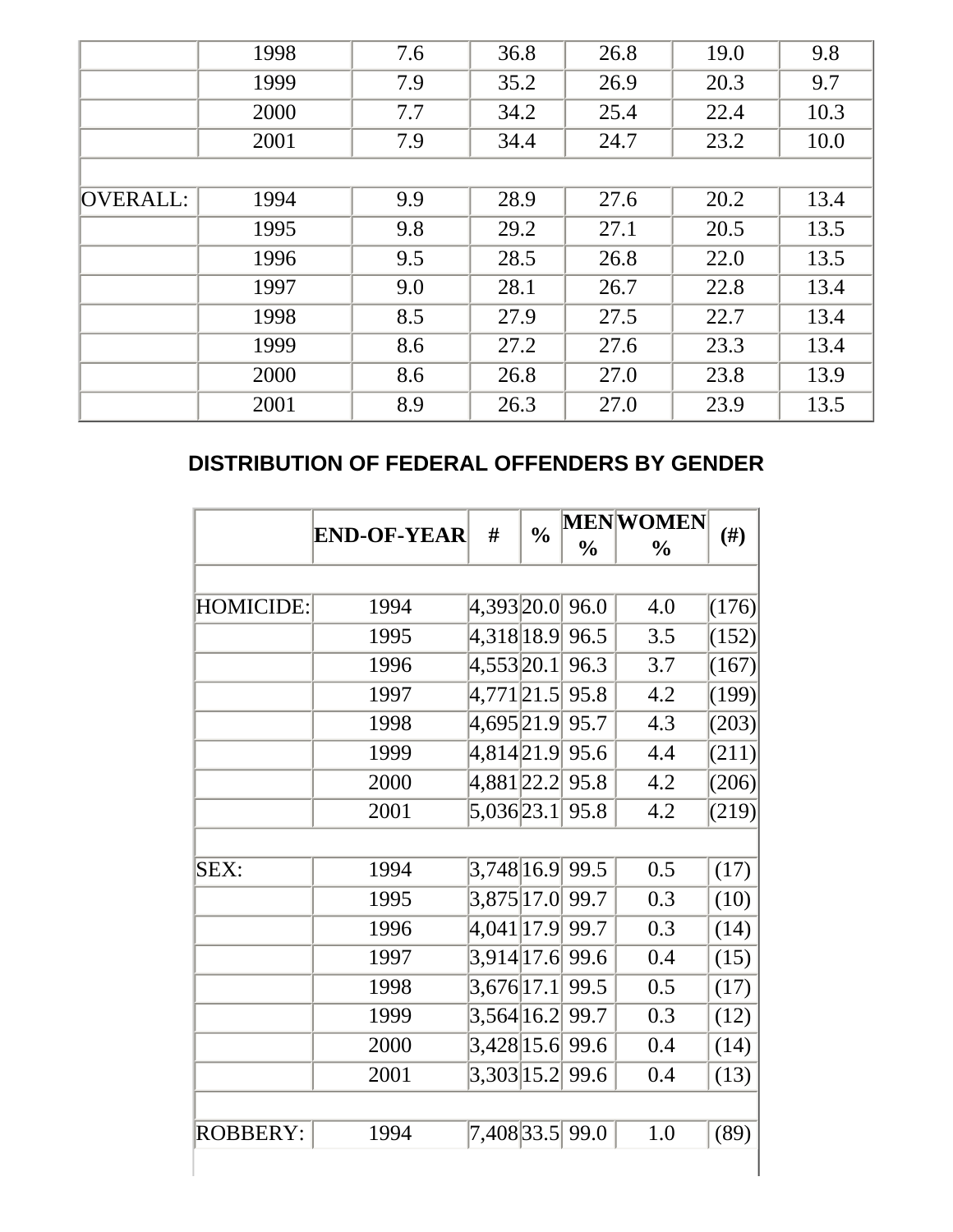| | | | | | | |
|---|---|---|---|---|---|---|
| | 1998 | 7.6 | 36.8 | 26.8 | 19.0 | 9.8 |
| | 1999 | 7.9 | 35.2 | 26.9 | 20.3 | 9.7 |
| | 2000 | 7.7 | 34.2 | 25.4 | 22.4 | 10.3 |
| | 2001 | 7.9 | 34.4 | 24.7 | 23.2 | 10.0 |
| | | | | | | |
| OVERALL: | 1994 | 9.9 | 28.9 | 27.6 | 20.2 | 13.4 |
| | 1995 | 9.8 | 29.2 | 27.1 | 20.5 | 13.5 |
| | 1996 | 9.5 | 28.5 | 26.8 | 22.0 | 13.5 |
| | 1997 | 9.0 | 28.1 | 26.7 | 22.8 | 13.4 |
| | 1998 | 8.5 | 27.9 | 27.5 | 22.7 | 13.4 |
| | 1999 | 8.6 | 27.2 | 27.6 | 23.3 | 13.4 |
| | 2000 | 8.6 | 26.8 | 27.0 | 23.8 | 13.9 |
| | 2001 | 8.9 | 26.3 | 27.0 | 23.9 | 13.5 |

## DISTRIBUTION OF FEDERAL OFFENDERS BY GENDER

| | END-OF-YEAR | # | % | MEN % | WOMEN % | (#) |
|---|---|---|---|---|---|---|
| | | | | | | |
| HOMICIDE: | 1994 | 4,393 | 20.0 | 96.0 | 4.0 | (176) |
| | 1995 | 4,318 | 18.9 | 96.5 | 3.5 | (152) |
| | 1996 | 4,553 | 20.1 | 96.3 | 3.7 | (167) |
| | 1997 | 4,771 | 21.5 | 95.8 | 4.2 | (199) |
| | 1998 | 4,695 | 21.9 | 95.7 | 4.3 | (203) |
| | 1999 | 4,814 | 21.9 | 95.6 | 4.4 | (211) |
| | 2000 | 4,881 | 22.2 | 95.8 | 4.2 | (206) |
| | 2001 | 5,036 | 23.1 | 95.8 | 4.2 | (219) |
| | | | | | | |
| SEX: | 1994 | 3,748 | 16.9 | 99.5 | 0.5 | (17) |
| | 1995 | 3,875 | 17.0 | 99.7 | 0.3 | (10) |
| | 1996 | 4,041 | 17.9 | 99.7 | 0.3 | (14) |
| | 1997 | 3,914 | 17.6 | 99.6 | 0.4 | (15) |
| | 1998 | 3,676 | 17.1 | 99.5 | 0.5 | (17) |
| | 1999 | 3,564 | 16.2 | 99.7 | 0.3 | (12) |
| | 2000 | 3,428 | 15.6 | 99.6 | 0.4 | (14) |
| | 2001 | 3,303 | 15.2 | 99.6 | 0.4 | (13) |
| | | | | | | |
| ROBBERY: | 1994 | 7,408 | 33.5 | 99.0 | 1.0 | (89) |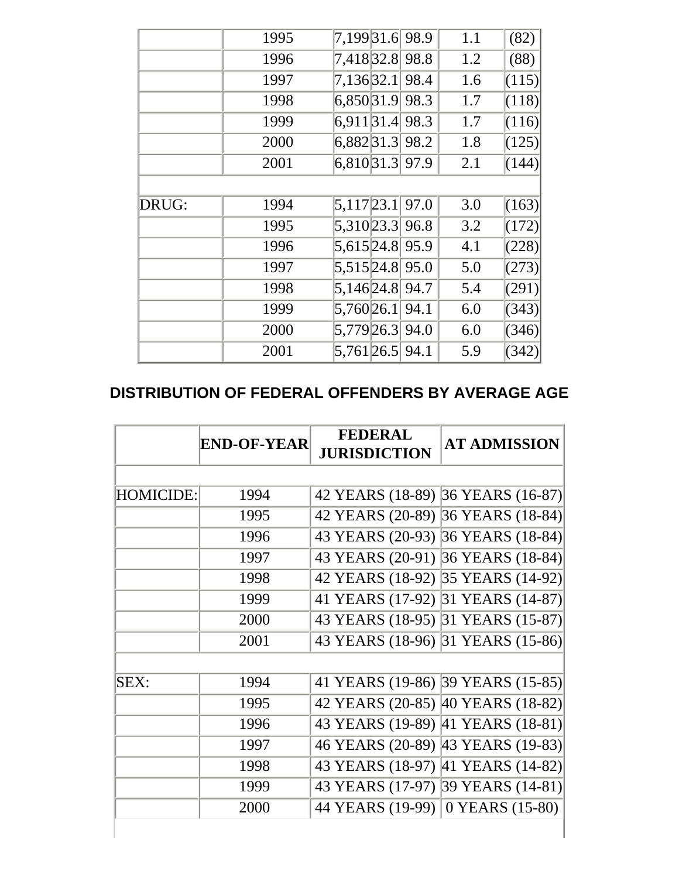| | | | | | | |
|---|---|---|---|---|---|---|
| | 1995 | 7,199 | 31.6 | 98.9 | 1.1 | (82) |
| | 1996 | 7,418 | 32.8 | 98.8 | 1.2 | (88) |
| | 1997 | 7,136 | 32.1 | 98.4 | 1.6 | (115) |
| | 1998 | 6,850 | 31.9 | 98.3 | 1.7 | (118) |
| | 1999 | 6,911 | 31.4 | 98.3 | 1.7 | (116) |
| | 2000 | 6,882 | 31.3 | 98.2 | 1.8 | (125) |
| | 2001 | 6,810 | 31.3 | 97.9 | 2.1 | (144) |
| | | | | | | |
| DRUG: | 1994 | 5,117 | 23.1 | 97.0 | 3.0 | (163) |
| | 1995 | 5,310 | 23.3 | 96.8 | 3.2 | (172) |
| | 1996 | 5,615 | 24.8 | 95.9 | 4.1 | (228) |
| | 1997 | 5,515 | 24.8 | 95.0 | 5.0 | (273) |
| | 1998 | 5,146 | 24.8 | 94.7 | 5.4 | (291) |
| | 1999 | 5,760 | 26.1 | 94.1 | 6.0 | (343) |
| | 2000 | 5,779 | 26.3 | 94.0 | 6.0 | (346) |
| | 2001 | 5,761 | 26.5 | 94.1 | 5.9 | (342) |

## DISTRIBUTION OF FEDERAL OFFENDERS BY AVERAGE AGE

| | END-OF-YEAR | FEDERAL JURISDICTION | AT ADMISSION |
|---|---|---|---|
| | | | |
| HOMICIDE: | 1994 | 42 YEARS (18-89) | 36 YEARS (16-87) |
| | 1995 | 42 YEARS (20-89) | 36 YEARS (18-84) |
| | 1996 | 43 YEARS (20-93) | 36 YEARS (18-84) |
| | 1997 | 43 YEARS (20-91) | 36 YEARS (18-84) |
| | 1998 | 42 YEARS (18-92) | 35 YEARS (14-92) |
| | 1999 | 41 YEARS (17-92) | 31 YEARS (14-87) |
| | 2000 | 43 YEARS (18-95) | 31 YEARS (15-87) |
| | 2001 | 43 YEARS (18-96) | 31 YEARS (15-86) |
| | | | |
| SEX: | 1994 | 41 YEARS (19-86) | 39 YEARS (15-85) |
| | 1995 | 42 YEARS (20-85) | 40 YEARS (18-82) |
| | 1996 | 43 YEARS (19-89) | 41 YEARS (18-81) |
| | 1997 | 46 YEARS (20-89) | 43 YEARS (19-83) |
| | 1998 | 43 YEARS (18-97) | 41 YEARS (14-82) |
| | 1999 | 43 YEARS (17-97) | 39 YEARS (14-81) |
| | 2000 | 44 YEARS (19-99) | 0 YEARS (15-80) |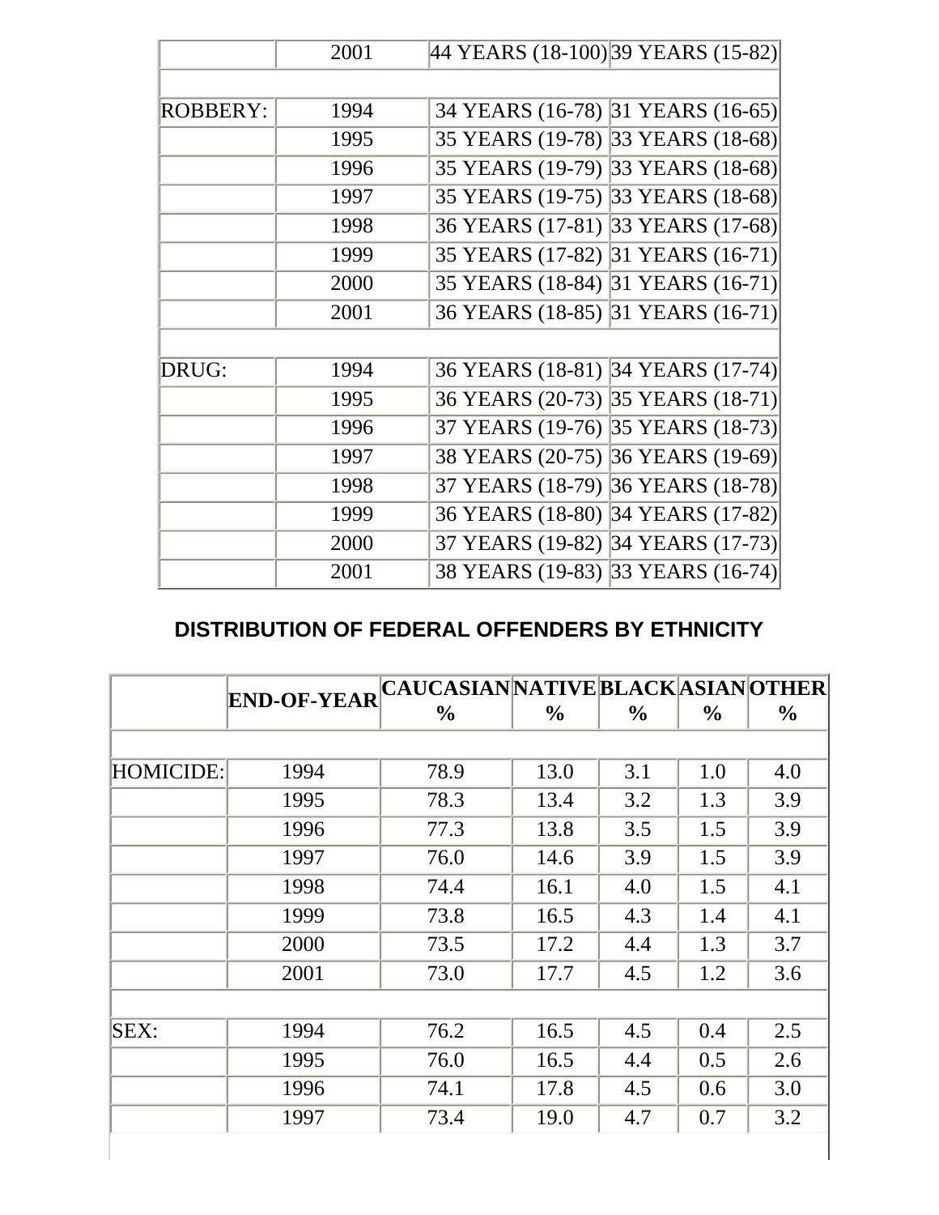| | 2001 | 44 YEARS (18-100) | 39 YEARS (15-82) |
|---|---|---|---|
| | | | |
| ROBBERY: | 1994 | 34 YEARS (16-78) | 31 YEARS (16-65) |
| | 1995 | 35 YEARS (19-78) | 33 YEARS (18-68) |
| | 1996 | 35 YEARS (19-79) | 33 YEARS (18-68) |
| | 1997 | 35 YEARS (19-75) | 33 YEARS (18-68) |
| | 1998 | 36 YEARS (17-81) | 33 YEARS (17-68) |
| | 1999 | 35 YEARS (17-82) | 31 YEARS (16-71) |
| | 2000 | 35 YEARS (18-84) | 31 YEARS (16-71) |
| | 2001 | 36 YEARS (18-85) | 31 YEARS (16-71) |
| | | | |
| DRUG: | 1994 | 36 YEARS (18-81) | 34 YEARS (17-74) |
| | 1995 | 36 YEARS (20-73) | 35 YEARS (18-71) |
| | 1996 | 37 YEARS (19-76) | 35 YEARS (18-73) |
| | 1997 | 38 YEARS (20-75) | 36 YEARS (19-69) |
| | 1998 | 37 YEARS (18-79) | 36 YEARS (18-78) |
| | 1999 | 36 YEARS (18-80) | 34 YEARS (17-82) |
| | 2000 | 37 YEARS (19-82) | 34 YEARS (17-73) |
| | 2001 | 38 YEARS (19-83) | 33 YEARS (16-74) |

## DISTRIBUTION OF FEDERAL OFFENDERS BY ETHNICITY

| | END-OF-YEAR | CAUCASIAN % | NATIVE % | BLACK % | ASIAN % | OTHER % |
|---|---|---|---|---|---|---|
| | | | | | | |
| HOMICIDE: | 1994 | 78.9 | 13.0 | 3.1 | 1.0 | 4.0 |
| | 1995 | 78.3 | 13.4 | 3.2 | 1.3 | 3.9 |
| | 1996 | 77.3 | 13.8 | 3.5 | 1.5 | 3.9 |
| | 1997 | 76.0 | 14.6 | 3.9 | 1.5 | 3.9 |
| | 1998 | 74.4 | 16.1 | 4.0 | 1.5 | 4.1 |
| | 1999 | 73.8 | 16.5 | 4.3 | 1.4 | 4.1 |
| | 2000 | 73.5 | 17.2 | 4.4 | 1.3 | 3.7 |
| | 2001 | 73.0 | 17.7 | 4.5 | 1.2 | 3.6 |
| | | | | | | |
| SEX: | 1994 | 76.2 | 16.5 | 4.5 | 0.4 | 2.5 |
| | 1995 | 76.0 | 16.5 | 4.4 | 0.5 | 2.6 |
| | 1996 | 74.1 | 17.8 | 4.5 | 0.6 | 3.0 |
| | 1997 | 73.4 | 19.0 | 4.7 | 0.7 | 3.2 |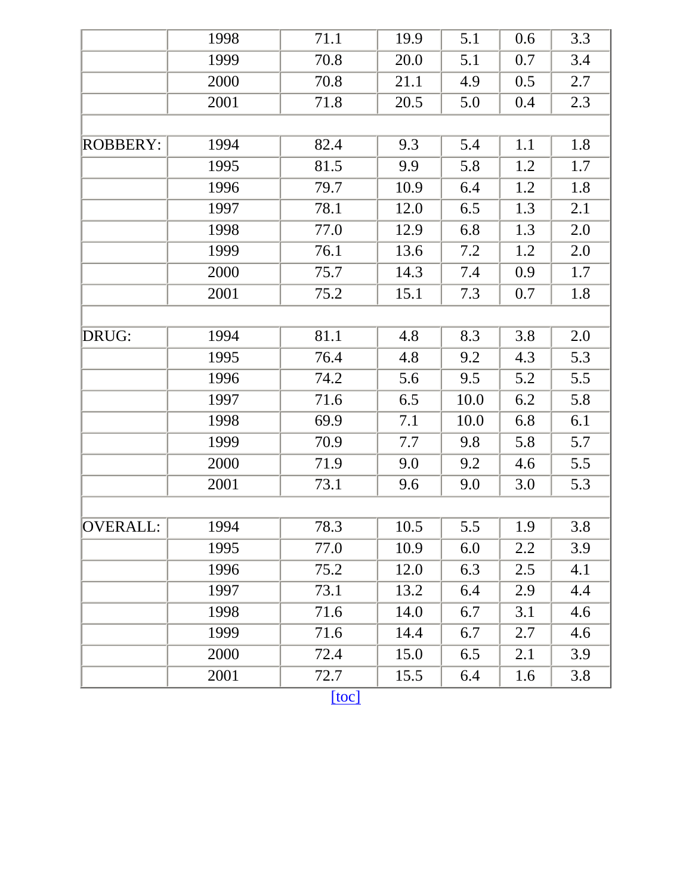| | | | | | | |
|---|---|---|---|---|---|---|
| | 1998 | 71.1 | 19.9 | 5.1 | 0.6 | 3.3 |
| | 1999 | 70.8 | 20.0 | 5.1 | 0.7 | 3.4 |
| | 2000 | 70.8 | 21.1 | 4.9 | 0.5 | 2.7 |
| | 2001 | 71.8 | 20.5 | 5.0 | 0.4 | 2.3 |
| | | | | | | |
| ROBBERY: | 1994 | 82.4 | 9.3 | 5.4 | 1.1 | 1.8 |
| | 1995 | 81.5 | 9.9 | 5.8 | 1.2 | 1.7 |
| | 1996 | 79.7 | 10.9 | 6.4 | 1.2 | 1.8 |
| | 1997 | 78.1 | 12.0 | 6.5 | 1.3 | 2.1 |
| | 1998 | 77.0 | 12.9 | 6.8 | 1.3 | 2.0 |
| | 1999 | 76.1 | 13.6 | 7.2 | 1.2 | 2.0 |
| | 2000 | 75.7 | 14.3 | 7.4 | 0.9 | 1.7 |
| | 2001 | 75.2 | 15.1 | 7.3 | 0.7 | 1.8 |
| | | | | | | |
| DRUG: | 1994 | 81.1 | 4.8 | 8.3 | 3.8 | 2.0 |
| | 1995 | 76.4 | 4.8 | 9.2 | 4.3 | 5.3 |
| | 1996 | 74.2 | 5.6 | 9.5 | 5.2 | 5.5 |
| | 1997 | 71.6 | 6.5 | 10.0 | 6.2 | 5.8 |
| | 1998 | 69.9 | 7.1 | 10.0 | 6.8 | 6.1 |
| | 1999 | 70.9 | 7.7 | 9.8 | 5.8 | 5.7 |
| | 2000 | 71.9 | 9.0 | 9.2 | 4.6 | 5.5 |
| | 2001 | 73.1 | 9.6 | 9.0 | 3.0 | 5.3 |
| | | | | | | |
| OVERALL: | 1994 | 78.3 | 10.5 | 5.5 | 1.9 | 3.8 |
| | 1995 | 77.0 | 10.9 | 6.0 | 2.2 | 3.9 |
| | 1996 | 75.2 | 12.0 | 6.3 | 2.5 | 4.1 |
| | 1997 | 73.1 | 13.2 | 6.4 | 2.9 | 4.4 |
| | 1998 | 71.6 | 14.0 | 6.7 | 3.1 | 4.6 |
| | 1999 | 71.6 | 14.4 | 6.7 | 2.7 | 4.6 |
| | 2000 | 72.4 | 15.0 | 6.5 | 2.1 | 3.9 |
| | 2001 | 72.7 | 15.5 | 6.4 | 1.6 | 3.8 |

[toc]